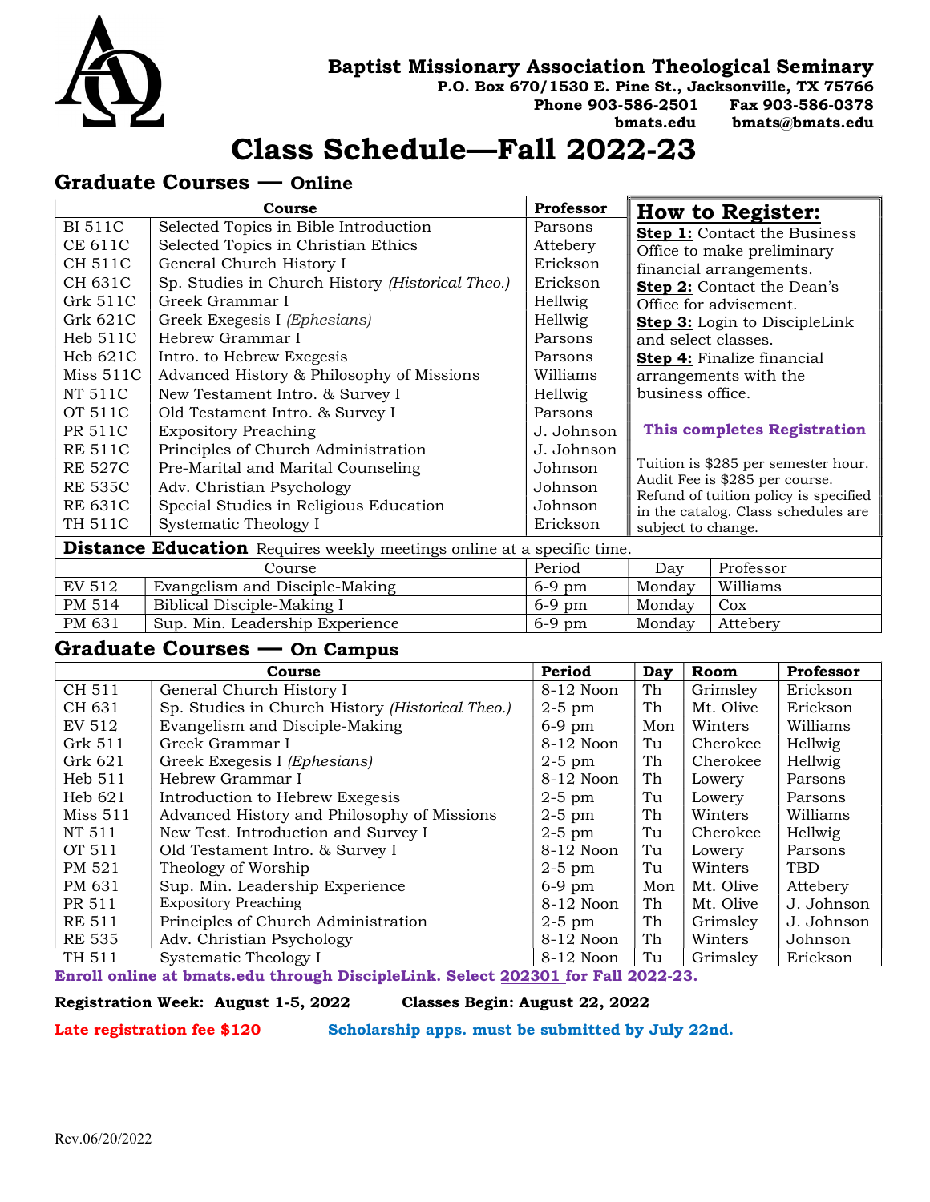**Baptist Missionary Association Theological Seminary**
**P.O. Box 670/1530 E. Pine St., Jacksonville, TX 75766**
**Phone 903-586-2501 Fax 903-586-0378**
**bmats.edu bmats@bmats.edu**

# Class Schedule—Fall 2022-23

## Graduate Courses — Online

| | Course | Professor |
|---|---|---|
| BI 511C | Selected Topics in Bible Introduction | Parsons |
| CE 611C | Selected Topics in Christian Ethics | Attebery |
| CH 511C | General Church History I | Erickson |
| CH 631C | Sp. Studies in Church History *(Historical Theo.)* | Erickson |
| Grk 511C | Greek Grammar I | Hellwig |
| Grk 621C | Greek Exegesis I *(Ephesians)* | Hellwig |
| Heb 511C | Hebrew Grammar I | Parsons |
| Heb 621C | Intro. to Hebrew Exegesis | Parsons |
| Miss 511C | Advanced History & Philosophy of Missions | Williams |
| NT 511C | New Testament Intro. & Survey I | Hellwig |
| OT 511C | Old Testament Intro. & Survey I | Parsons |
| PR 511C | Expository Preaching | J. Johnson |
| RE 511C | Principles of Church Administration | J. Johnson |
| RE 527C | Pre-Marital and Marital Counseling | Johnson |
| RE 535C | Adv. Christian Psychology | Johnson |
| RE 631C | Special Studies in Religious Education | Johnson |
| TH 511C | Systematic Theology I | Erickson |

### How to Register:

**Step 1:** Contact the Business Office to make preliminary financial arrangements.
**Step 2:** Contact the Dean's Office for advisement.
**Step 3:** Login to DiscipleLink and select classes.
**Step 4:** Finalize financial arrangements with the business office.

**This completes Registration**

Tuition is $285 per semester hour. Audit Fee is $285 per course. Refund of tuition policy is specified in the catalog. Class schedules are subject to change.

**Distance Education** Requires weekly meetings online at a specific time.

| | Course | Period | Day | Professor |
|---|---|---|---|---|
| EV 512 | Evangelism and Disciple-Making | 6-9 pm | Monday | Williams |
| PM 514 | Biblical Disciple-Making I | 6-9 pm | Monday | Cox |
| PM 631 | Sup. Min. Leadership Experience | 6-9 pm | Monday | Attebery |

## Graduate Courses — On Campus

| | Course | Period | Day | Room | Professor |
|---|---|---|---|---|---|
| CH 511 | General Church History I | 8-12 Noon | Th | Grimsley | Erickson |
| CH 631 | Sp. Studies in Church History *(Historical Theo.)* | 2-5 pm | Th | Mt. Olive | Erickson |
| EV 512 | Evangelism and Disciple-Making | 6-9 pm | Mon | Winters | Williams |
| Grk 511 | Greek Grammar I | 8-12 Noon | Tu | Cherokee | Hellwig |
| Grk 621 | Greek Exegesis I *(Ephesians)* | 2-5 pm | Th | Cherokee | Hellwig |
| Heb 511 | Hebrew Grammar I | 8-12 Noon | Th | Lowery | Parsons |
| Heb 621 | Introduction to Hebrew Exegesis | 2-5 pm | Tu | Lowery | Parsons |
| Miss 511 | Advanced History and Philosophy of Missions | 2-5 pm | Th | Winters | Williams |
| NT 511 | New Test. Introduction and Survey I | 2-5 pm | Tu | Cherokee | Hellwig |
| OT 511 | Old Testament Intro. & Survey I | 8-12 Noon | Tu | Lowery | Parsons |
| PM 521 | Theology of Worship | 2-5 pm | Tu | Winters | TBD |
| PM 631 | Sup. Min. Leadership Experience | 6-9 pm | Mon | Mt. Olive | Attebery |
| PR 511 | Expository Preaching | 8-12 Noon | Th | Mt. Olive | J. Johnson |
| RE 511 | Principles of Church Administration | 2-5 pm | Th | Grimsley | J. Johnson |
| RE 535 | Adv. Christian Psychology | 8-12 Noon | Th | Winters | Johnson |
| TH 511 | Systematic Theology I | 8-12 Noon | Tu | Grimsley | Erickson |

**Enroll online at bmats.edu through DiscipleLink. Select 202301 for Fall 2022-23.**

**Registration Week: August 1-5, 2022** **Classes Begin: August 22, 2022**

**Late registration fee $120** **Scholarship apps. must be submitted by July 22nd.**

Rev.06/20/2022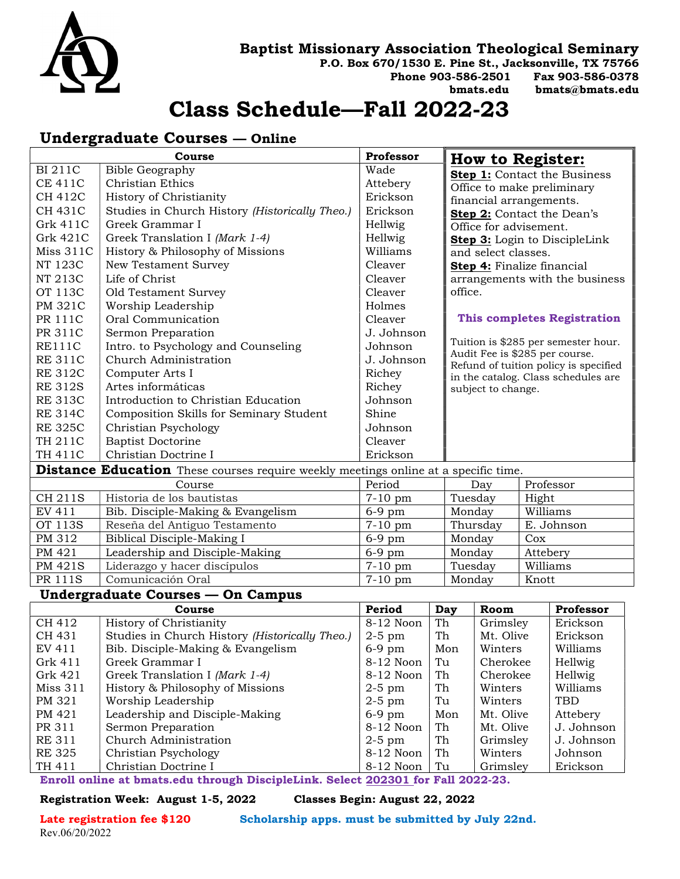**Baptist Missionary Association Theological Seminary**
**P.O. Box 670/1530 E. Pine St., Jacksonville, TX 75766**
**Phone 903-586-2501 Fax 903-586-0378**
**bmats.edu bmats@bmats.edu**

# Class Schedule—Fall 2022-23

## Undergraduate Courses — Online

| Course | | Professor |
|---|---|---|
| BI 211C | Bible Geography | Wade |
| CE 411C | Christian Ethics | Attebery |
| CH 412C | History of Christianity | Erickson |
| CH 431C | Studies in Church History *(Historically Theo.)* | Erickson |
| Grk 411C | Greek Grammar I | Hellwig |
| Grk 421C | Greek Translation I *(Mark 1-4)* | Hellwig |
| Miss 311C | History & Philosophy of Missions | Williams |
| NT 123C | New Testament Survey | Cleaver |
| NT 213C | Life of Christ | Cleaver |
| OT 113C | Old Testament Survey | Cleaver |
| PM 321C | Worship Leadership | Holmes |
| PR 111C | Oral Communication | Cleaver |
| PR 311C | Sermon Preparation | J. Johnson |
| RE111C | Intro. to Psychology and Counseling | Johnson |
| RE 311C | Church Administration | J. Johnson |
| RE 312C | Computer Arts I | Richey |
| RE 312S | Artes informáticas | Richey |
| RE 313C | Introduction to Christian Education | Johnson |
| RE 314C | Composition Skills for Seminary Student | Shine |
| RE 325C | Christian Psychology | Johnson |
| TH 211C | Baptist Doctorine | Cleaver |
| TH 411C | Christian Doctrine I | Erickson |

## How to Register:

**Step 1:** Contact the Business Office to make preliminary financial arrangements.

**Step 2:** Contact the Dean's Office for advisement.

**Step 3:** Login to DiscipleLink and select classes.

**Step 4:** Finalize financial arrangements with the business office.

**This completes Registration**

Tuition is $285 per semester hour. Audit Fee is $285 per course. Refund of tuition policy is specified in the catalog. Class schedules are subject to change.

**Distance Education** These courses require weekly meetings online at a specific time.

| Course | | Period | Day | Professor |
|---|---|---|---|---|
| CH 211S | Historia de los bautistas | 7-10 pm | Tuesday | Hight |
| EV 411 | Bib. Disciple-Making & Evangelism | 6-9 pm | Monday | Williams |
| OT 113S | Reseña del Antiguo Testamento | 7-10 pm | Thursday | E. Johnson |
| PM 312 | Biblical Disciple-Making I | 6-9 pm | Monday | Cox |
| PM 421 | Leadership and Disciple-Making | 6-9 pm | Monday | Attebery |
| PM 421S | Liderazgo y hacer discípulos | 7-10 pm | Tuesday | Williams |
| PR 111S | Comunicación Oral | 7-10 pm | Monday | Knott |

## Undergraduate Courses — On Campus

| Course | | Period | Day | Room | Professor |
|---|---|---|---|---|---|
| CH 412 | History of Christianity | 8-12 Noon | Th | Grimsley | Erickson |
| CH 431 | Studies in Church History *(Historically Theo.)* | 2-5 pm | Th | Mt. Olive | Erickson |
| EV 411 | Bib. Disciple-Making & Evangelism | 6-9 pm | Mon | Winters | Williams |
| Grk 411 | Greek Grammar I | 8-12 Noon | Tu | Cherokee | Hellwig |
| Grk 421 | Greek Translation I *(Mark 1-4)* | 8-12 Noon | Th | Cherokee | Hellwig |
| Miss 311 | History & Philosophy of Missions | 2-5 pm | Th | Winters | Williams |
| PM 321 | Worship Leadership | 2-5 pm | Tu | Winters | TBD |
| PM 421 | Leadership and Disciple-Making | 6-9 pm | Mon | Mt. Olive | Attebery |
| PR 311 | Sermon Preparation | 8-12 Noon | Th | Mt. Olive | J. Johnson |
| RE 311 | Church Administration | 2-5 pm | Th | Grimsley | J. Johnson |
| RE 325 | Christian Psychology | 8-12 Noon | Th | Winters | Johnson |
| TH 411 | Christian Doctrine I | 8-12 Noon | Tu | Grimsley | Erickson |

**Enroll online at bmats.edu through DiscipleLink. Select 202301 for Fall 2022-23.**

**Registration Week: August 1-5, 2022** **Classes Begin: August 22, 2022**

**Late registration fee $120** **Scholarship apps. must be submitted by July 22nd.**

Rev.06/20/2022